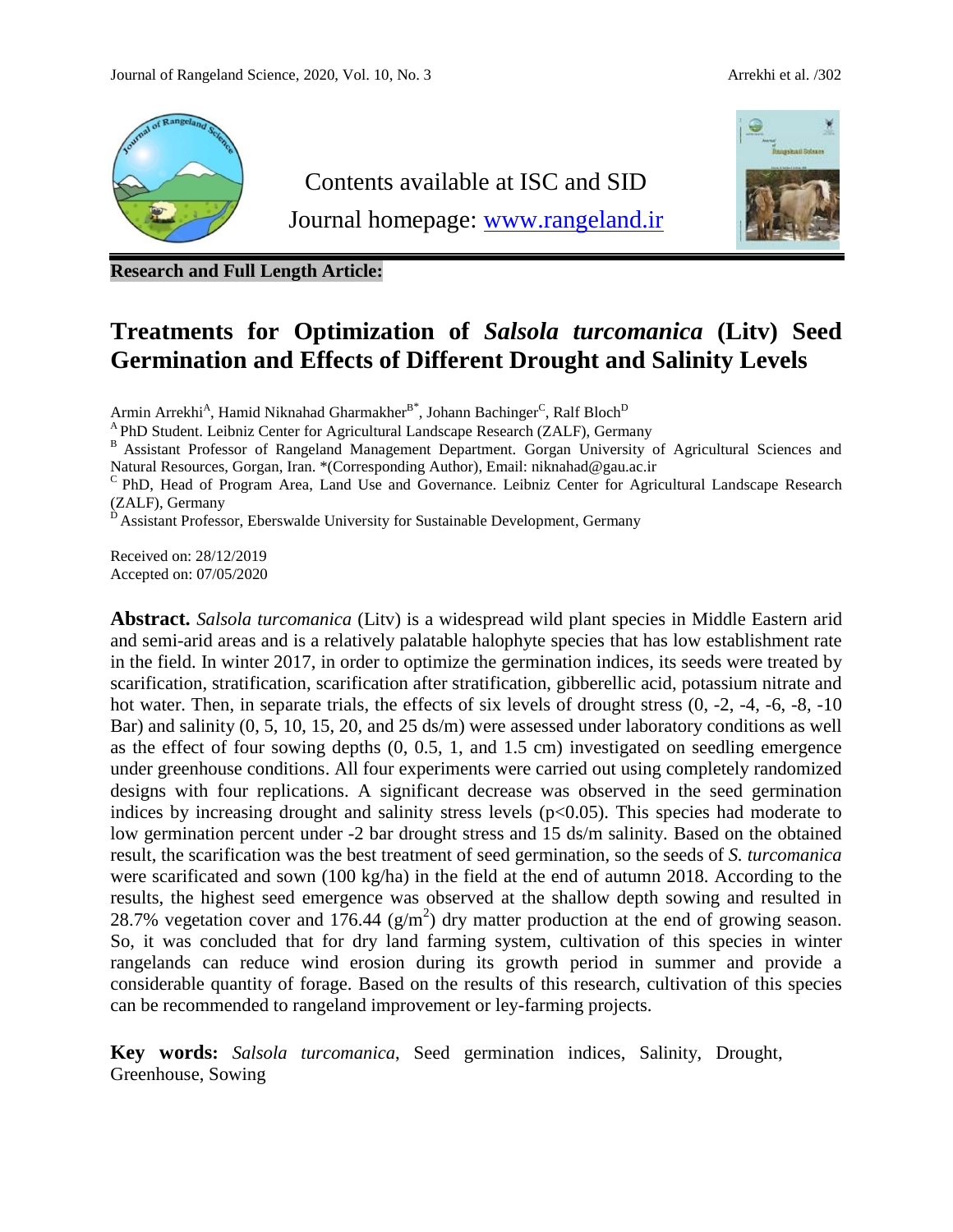Contents available at ISC and SID

Journal homepage: www.rangeland.ir

**Research and Full Length Article:**

# Treatments for Optimization of *Salsola turcomanica* (Litv) Seed Germination and Effects of Different Drought and Salinity Levels

Armin Arrekhi[A], Hamid Niknahad Gharmakher[B*], Johann Bachinger[C], Ralf Bloch[D]

[A] PhD Student. Leibniz Center for Agricultural Landscape Research (ZALF), Germany

[B] Assistant Professor of Rangeland Management Department. Gorgan University of Agricultural Sciences and Natural Resources, Gorgan, Iran. *(Corresponding Author), Email: niknahad@gau.ac.ir

[C] PhD, Head of Program Area, Land Use and Governance. Leibniz Center for Agricultural Landscape Research (ZALF), Germany

[D] Assistant Professor, Eberswalde University for Sustainable Development, Germany

Received on: 28/12/2019
Accepted on: 07/05/2020

**Abstract.** *Salsola turcomanica* (Litv) is a widespread wild plant species in Middle Eastern arid and semi-arid areas and is a relatively palatable halophyte species that has low establishment rate in the field. In winter 2017, in order to optimize the germination indices, its seeds were treated by scarification, stratification, scarification after stratification, gibberellic acid, potassium nitrate and hot water. Then, in separate trials, the effects of six levels of drought stress (0, -2, -4, -6, -8, -10 Bar) and salinity (0, 5, 10, 15, 20, and 25 ds/m) were assessed under laboratory conditions as well as the effect of four sowing depths (0, 0.5, 1, and 1.5 cm) investigated on seedling emergence under greenhouse conditions. All four experiments were carried out using completely randomized designs with four replications. A significant decrease was observed in the seed germination indices by increasing drought and salinity stress levels ($p<0.05$). This species had moderate to low germination percent under -2 bar drought stress and 15 ds/m salinity. Based on the obtained result, the scarification was the best treatment of seed germination, so the seeds of *S. turcomanica* were scarificated and sown (100 kg/ha) in the field at the end of autumn 2018. According to the results, the highest seed emergence was observed at the shallow depth sowing and resulted in 28.7% vegetation cover and 176.44 ($g/m^2$) dry matter production at the end of growing season. So, it was concluded that for dry land farming system, cultivation of this species in winter rangelands can reduce wind erosion during its growth period in summer and provide a considerable quantity of forage. Based on the results of this research, cultivation of this species can be recommended to rangeland improvement or ley-farming projects.

**Key words:** *Salsola turcomanica*, Seed germination indices, Salinity, Drought, Greenhouse, Sowing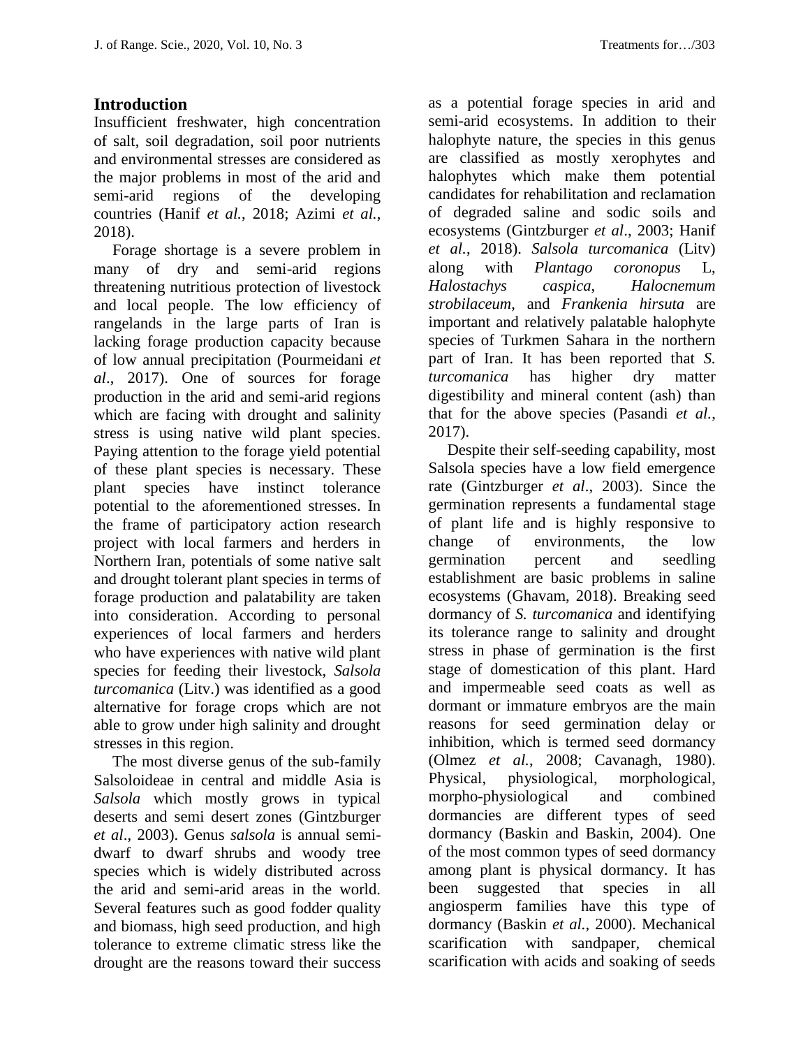## Introduction

Insufficient freshwater, high concentration of salt, soil degradation, soil poor nutrients and environmental stresses are considered as the major problems in most of the arid and semi-arid regions of the developing countries (Hanif *et al.*, 2018; Azimi *et al.*, 2018).

Forage shortage is a severe problem in many of dry and semi-arid regions threatening nutritious protection of livestock and local people. The low efficiency of rangelands in the large parts of Iran is lacking forage production capacity because of low annual precipitation (Pourmeidani *et al*., 2017). One of sources for forage production in the arid and semi-arid regions which are facing with drought and salinity stress is using native wild plant species. Paying attention to the forage yield potential of these plant species is necessary. These plant species have instinct tolerance potential to the aforementioned stresses. In the frame of participatory action research project with local farmers and herders in Northern Iran, potentials of some native salt and drought tolerant plant species in terms of forage production and palatability are taken into consideration. According to personal experiences of local farmers and herders who have experiences with native wild plant species for feeding their livestock, *Salsola turcomanica* (Litv.) was identified as a good alternative for forage crops which are not able to grow under high salinity and drought stresses in this region.

The most diverse genus of the sub-family Salsoloideae in central and middle Asia is *Salsola* which mostly grows in typical deserts and semi desert zones (Gintzburger *et al*., 2003). Genus *salsola* is annual semi-dwarf to dwarf shrubs and woody tree species which is widely distributed across the arid and semi-arid areas in the world. Several features such as good fodder quality and biomass, high seed production, and high tolerance to extreme climatic stress like the drought are the reasons toward their success as a potential forage species in arid and semi-arid ecosystems. In addition to their halophyte nature, the species in this genus are classified as mostly xerophytes and halophytes which make them potential candidates for rehabilitation and reclamation of degraded saline and sodic soils and ecosystems (Gintzburger *et al*., 2003; Hanif *et al.*, 2018). *Salsola turcomanica* (Litv) along with *Plantago coronopus* L, *Halostachys caspica*, *Halocnemum strobilaceum*, and *Frankenia hirsuta* are important and relatively palatable halophyte species of Turkmen Sahara in the northern part of Iran. It has been reported that *S. turcomanica* has higher dry matter digestibility and mineral content (ash) than that for the above species (Pasandi *et al.*, 2017).

Despite their self-seeding capability, most Salsola species have a low field emergence rate (Gintzburger *et al*., 2003). Since the germination represents a fundamental stage of plant life and is highly responsive to change of environments, the low germination percent and seedling establishment are basic problems in saline ecosystems (Ghavam, 2018). Breaking seed dormancy of *S. turcomanica* and identifying its tolerance range to salinity and drought stress in phase of germination is the first stage of domestication of this plant. Hard and impermeable seed coats as well as dormant or immature embryos are the main reasons for seed germination delay or inhibition, which is termed seed dormancy (Olmez *et al.*, 2008; Cavanagh, 1980). Physical, physiological, morphological, morpho-physiological and combined dormancies are different types of seed dormancy (Baskin and Baskin, 2004). One of the most common types of seed dormancy among plant is physical dormancy. It has been suggested that species in all angiosperm families have this type of dormancy (Baskin *et al.*, 2000). Mechanical scarification with sandpaper, chemical scarification with acids and soaking of seeds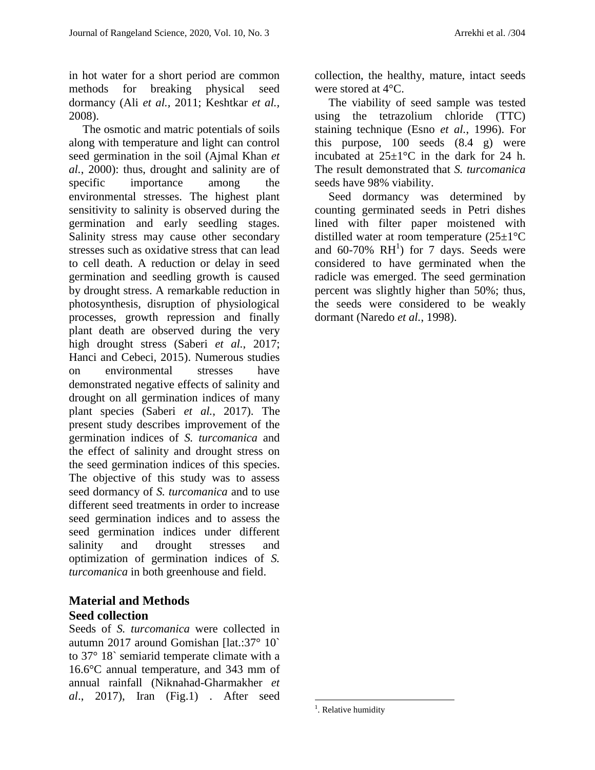in hot water for a short period are common methods for breaking physical seed dormancy (Ali *et al.,* 2011; Keshtkar *et al.*, 2008).

The osmotic and matric potentials of soils along with temperature and light can control seed germination in the soil (Ajmal Khan *et al.*, 2000): thus, drought and salinity are of specific importance among the environmental stresses. The highest plant sensitivity to salinity is observed during the germination and early seedling stages. Salinity stress may cause other secondary stresses such as oxidative stress that can lead to cell death. A reduction or delay in seed germination and seedling growth is caused by drought stress. A remarkable reduction in photosynthesis, disruption of physiological processes, growth repression and finally plant death are observed during the very high drought stress (Saberi *et al.*, 2017; Hanci and Cebeci, 2015). Numerous studies on environmental stresses have demonstrated negative effects of salinity and drought on all germination indices of many plant species (Saberi *et al.*, 2017). The present study describes improvement of the germination indices of *S. turcomanica* and the effect of salinity and drought stress on the seed germination indices of this species. The objective of this study was to assess seed dormancy of *S. turcomanica* and to use different seed treatments in order to increase seed germination indices and to assess the seed germination indices under different salinity and drought stresses and optimization of germination indices of *S. turcomanica* in both greenhouse and field.

## Material and Methods

### Seed collection

Seeds of *S. turcomanica* were collected in autumn 2017 around Gomishan [lat.:37° 10` to 37° 18` semiarid temperate climate with a 16.6°C annual temperature, and 343 mm of annual rainfall (Niknahad-Gharmakher *et al*., 2017), Iran (Fig.1) . After seed collection, the healthy, mature, intact seeds were stored at 4°C.

The viability of seed sample was tested using the tetrazolium chloride (TTC) staining technique (Esno *et al.*, 1996). For this purpose, 100 seeds (8.4 g) were incubated at 25±1°C in the dark for 24 h. The result demonstrated that *S. turcomanica* seeds have 98% viability.

Seed dormancy was determined by counting germinated seeds in Petri dishes lined with filter paper moistened with distilled water at room temperature (25±1°C and 60-70% RH[1]) for 7 days. Seeds were considered to have germinated when the radicle was emerged. The seed germination percent was slightly higher than 50%; thus, the seeds were considered to be weakly dormant (Naredo *et al.*, 1998).

[1]. Relative humidity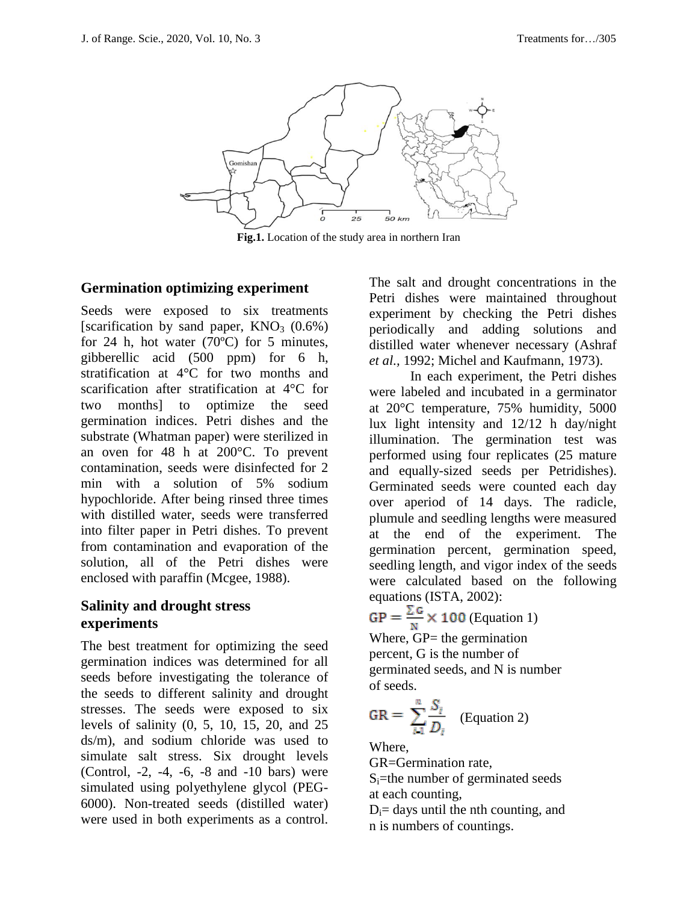**Fig.1.** Location of the study area in northern Iran

## Germination optimizing experiment

Seeds were exposed to six treatments [scarification by sand paper, $KNO_3$ (0.6%) for 24 h, hot water (70ºC) for 5 minutes, gibberellic acid (500 ppm) for 6 h, stratification at 4°C for two months and scarification after stratification at 4°C for two months] to optimize the seed germination indices. Petri dishes and the substrate (Whatman paper) were sterilized in an oven for 48 h at 200°C. To prevent contamination, seeds were disinfected for 2 min with a solution of 5% sodium hypochloride. After being rinsed three times with distilled water, seeds were transferred into filter paper in Petri dishes. To prevent from contamination and evaporation of the solution, all of the Petri dishes were enclosed with paraffin (Mcgee, 1988).

## Salinity and drought stress experiments

The best treatment for optimizing the seed germination indices was determined for all seeds before investigating the tolerance of the seeds to different salinity and drought stresses. The seeds were exposed to six levels of salinity (0, 5, 10, 15, 20, and 25 ds/m), and sodium chloride was used to simulate salt stress. Six drought levels (Control, -2, -4, -6, -8 and -10 bars) were simulated using polyethylene glycol (PEG-6000). Non-treated seeds (distilled water) were used in both experiments as a control. The salt and drought concentrations in the Petri dishes were maintained throughout experiment by checking the Petri dishes periodically and adding solutions and distilled water whenever necessary (Ashraf *et al.*, 1992; Michel and Kaufmann, 1973).

In each experiment, the Petri dishes were labeled and incubated in a germinator at 20°C temperature, 75% humidity, 5000 lux light intensity and 12/12 h day/night illumination. The germination test was performed using four replicates (25 mature and equally-sized seeds per Petridishes). Germinated seeds were counted each day over aperiod of 14 days. The radicle, plumule and seedling lengths were measured at the end of the experiment. The germination percent, germination speed, seedling length, and vigor index of the seeds were calculated based on the following equations (ISTA, 2002):

$$GP = \frac{\sum G}{N} \times 100 \quad \text{(Equation 1)}$$

Where, GP= the germination percent, G is the number of germinated seeds, and N is number of seeds.

$$GR = \sum_{i=1}^{n} \frac{S_i}{D_i} \quad \text{(Equation 2)}$$

Where,
GR=Germination rate,
$S_i$=the number of germinated seeds at each counting,
$D_i$= days until the nth counting, and
n is numbers of countings.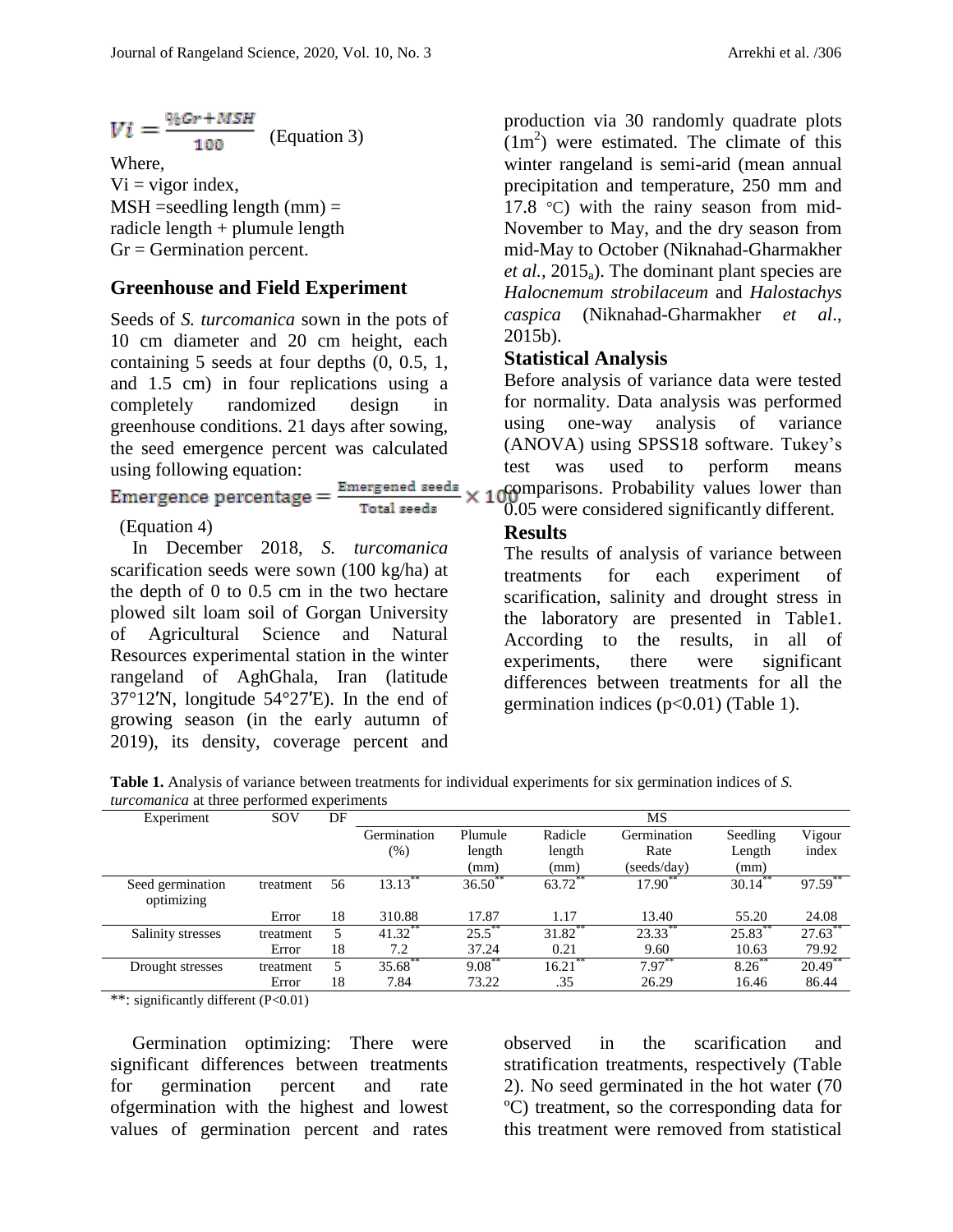$$Vi = \frac{\%Gr + MSH}{100} \quad \text{(Equation 3)}$$

Where,

Vi = vigor index,

MSH =seedling length (mm) = radicle length + plumule length

Gr = Germination percent.

## Greenhouse and Field Experiment

Seeds of *S. turcomanica* sown in the pots of 10 cm diameter and 20 cm height, each containing 5 seeds at four depths (0, 0.5, 1, and 1.5 cm) in four replications using a completely randomized design in greenhouse conditions. 21 days after sowing, the seed emergence percent was calculated using following equation:

$$\text{Emergence percentage} = \frac{\text{Emergened seeds}}{\text{Total seeds}} \times 100$$

(Equation 4)

In December 2018, *S. turcomanica* scarification seeds were sown (100 kg/ha) at the depth of 0 to 0.5 cm in the two hectare plowed silt loam soil of Gorgan University of Agricultural Science and Natural Resources experimental station in the winter rangeland of AghGhala, Iran (latitude 37°12′N, longitude 54°27′E). In the end of growing season (in the early autumn of 2019), its density, coverage percent and production via 30 randomly quadrate plots ($1m^2$) were estimated. The climate of this winter rangeland is semi-arid (mean annual precipitation and temperature, 250 mm and 17.8 ℃) with the rainy season from mid-November to May, and the dry season from mid-May to October (Niknahad-Gharmakher *et al.*, $2015_a$). The dominant plant species are *Halocnemum strobilaceum* and *Halostachys caspica* (Niknahad-Gharmakher *et al*., 2015b).

## Statistical Analysis

Before analysis of variance data were tested for normality. Data analysis was performed using one-way analysis of variance (ANOVA) using SPSS18 software. Tukey's test was used to perform means comparisons. Probability values lower than 0.05 were considered significantly different.

## Results

The results of analysis of variance between treatments for each experiment of scarification, salinity and drought stress in the laboratory are presented in Table1. According to the results, in all of experiments, there were significant differences between treatments for all the germination indices ($p<0.01$) (Table 1).

**Table 1.** Analysis of variance between treatments for individual experiments for six germination indices of *S. turcomanica* at three performed experiments

| Experiment | SOV | DF | MS | | | | | |
|---|---|---|---|---|---|---|---|---|
| | | | Germination (%) | Plumule length (mm) | Radicle length (mm) | Germination Rate (seeds/day) | Seedling Length (mm) | Vigour index |
| Seed germination optimizing | treatment | 56 | 13.13** | 36.50** | 63.72** | 17.90** | 30.14** | 97.59** |
| | Error | 18 | 310.88 | 17.87 | 1.17 | 13.40 | 55.20 | 24.08 |
| Salinity stresses | treatment | 5 | 41.32** | 25.5** | 31.82** | 23.33** | 25.83** | 27.63** |
| | Error | 18 | 7.2 | 37.24 | 0.21 | 9.60 | 10.63 | 79.92 |
| Drought stresses | treatment | 5 | 35.68** | 9.08** | 16.21** | 7.97** | 8.26** | 20.49** |
| | Error | 18 | 7.84 | 73.22 | .35 | 26.29 | 16.46 | 86.44 |

**: significantly different (P<0.01)

Germination optimizing: There were significant differences between treatments for germination percent and rate ofgermination with the highest and lowest values of germination percent and rates observed in the scarification and stratification treatments, respectively (Table 2). No seed germinated in the hot water (70 ºC) treatment, so the corresponding data for this treatment were removed from statistical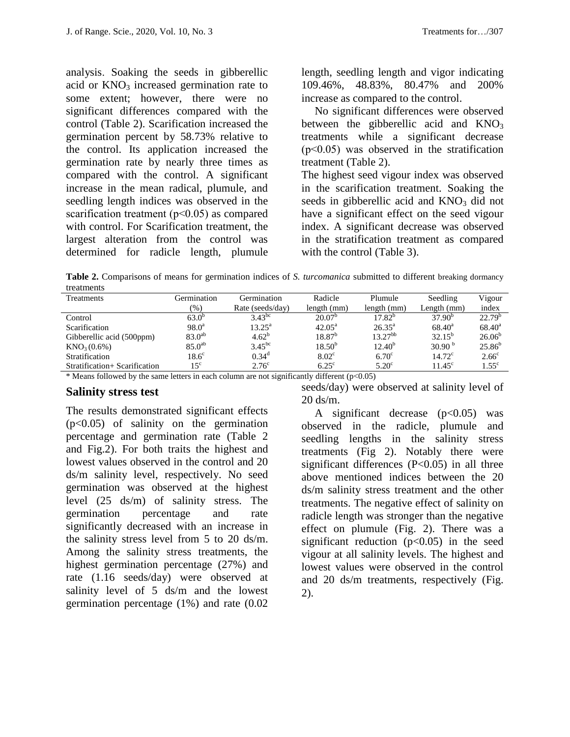analysis. Soaking the seeds in gibberellic acid or $KNO_3$ increased germination rate to some extent; however, there were no significant differences compared with the control (Table 2). Scarification increased the germination percent by 58.73% relative to the control. Its application increased the germination rate by nearly three times as compared with the control. A significant increase in the mean radical, plumule, and seedling length indices was observed in the scarification treatment ($p<0.05$) as compared with control. For Scarification treatment, the largest alteration from the control was determined for radicle length, plumule length, seedling length and vigor indicating 109.46%, 48.83%, 80.47% and 200% increase as compared to the control.

No significant differences were observed between the gibberellic acid and $KNO_3$ treatments while a significant decrease ($p<0.05$) was observed in the stratification treatment (Table 2).

The highest seed vigour index was observed in the scarification treatment. Soaking the seeds in gibberellic acid and $KNO_3$ did not have a significant effect on the seed vigour index. A significant decrease was observed in the stratification treatment as compared with the control (Table 3).

**Table 2.** Comparisons of means for germination indices of *S. turcomanica* submitted to different breaking dormancy treatments

| Treatments | Germination (%) | Germination Rate (seeds/day) | Radicle length (mm) | Plumule length (mm) | Seedling Length (mm) | Vigour index |
|---|---|---|---|---|---|---|
| Control | $63.0^{b}$ | $3.43^{bc}$ | $20.07^{b}$ | $17.82^{b}$ | $37.90^{b}$ | $22.79^{b}$ |
| Scarification | $98.0^{a}$ | $13.25^{a}$ | $42.05^{a}$ | $26.35^{a}$ | $68.40^{a}$ | $68.40^{a}$ |
| Gibberellic acid (500ppm) | $83.0^{ab}$ | $4.62^{b}$ | $18.87^{b}$ | $13.27^{bb}$ | $32.15^{b}$ | $26.06^{b}$ |
| $KNO_3$ (0.6%) | $85.0^{ab}$ | $3.45^{bc}$ | $18.50^{b}$ | $12.40^{b}$ | $30.90^{b}$ | $25.86^{b}$ |
| Stratification | $18.6^{c}$ | $0.34^{d}$ | $8.02^{c}$ | $6.70^{c}$ | $14.72^{c}$ | $2.66^{c}$ |
| Stratification+ Scarification | $15^{c}$ | $2.76^{c}$ | $6.25^{c}$ | $5.20^{c}$ | $11.45^{c}$ | $1.55^{c}$ |

\* Means followed by the same letters in each column are not significantly different ($p<0.05$)

## Salinity stress test

The results demonstrated significant effects ($p<0.05$) of salinity on the germination percentage and germination rate (Table 2 and Fig.2). For both traits the highest and lowest values observed in the control and 20 ds/m salinity level, respectively. No seed germination was observed at the highest level (25 ds/m) of salinity stress. The germination percentage and rate significantly decreased with an increase in the salinity stress level from 5 to 20 ds/m. Among the salinity stress treatments, the highest germination percentage (27%) and rate (1.16 seeds/day) were observed at salinity level of 5 ds/m and the lowest germination percentage (1%) and rate (0.02 seeds/day) were observed at salinity level of 20 ds/m.

A significant decrease ($p<0.05$) was observed in the radicle, plumule and seedling lengths in the salinity stress treatments (Fig 2). Notably there were significant differences ($P<0.05$) in all three above mentioned indices between the 20 ds/m salinity stress treatment and the other treatments. The negative effect of salinity on radicle length was stronger than the negative effect on plumule (Fig. 2). There was a significant reduction ($p<0.05$) in the seed vigour at all salinity levels. The highest and lowest values were observed in the control and 20 ds/m treatments, respectively (Fig. 2).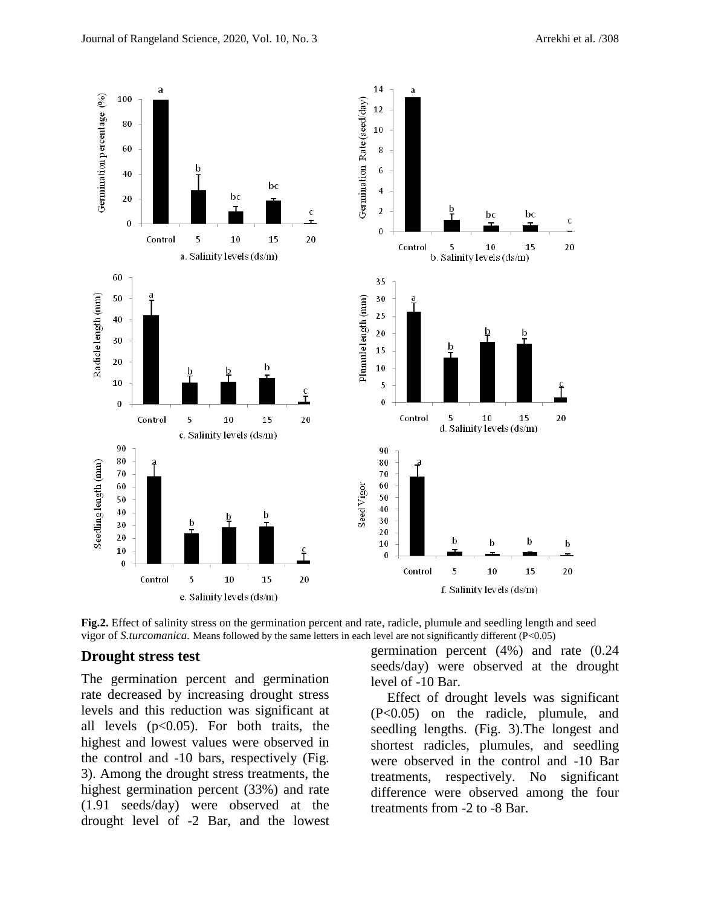**Fig.2.** Effect of salinity stress on the germination percent and rate, radicle, plumule and seedling length and seed vigor of *S.turcomanica.* Means followed by the same letters in each level are not significantly different (P<0.05)

## Drought stress test

The germination percent and germination rate decreased by increasing drought stress levels and this reduction was significant at all levels (p<0.05). For both traits, the highest and lowest values were observed in the control and -10 bars, respectively (Fig. 3). Among the drought stress treatments, the highest germination percent (33%) and rate (1.91 seeds/day) were observed at the drought level of -2 Bar, and the lowest germination percent (4%) and rate (0.24 seeds/day) were observed at the drought level of -10 Bar.

Effect of drought levels was significant (P<0.05) on the radicle, plumule, and seedling lengths. (Fig. 3).The longest and shortest radicles, plumules, and seedling were observed in the control and -10 Bar treatments, respectively. No significant difference were observed among the four treatments from -2 to -8 Bar.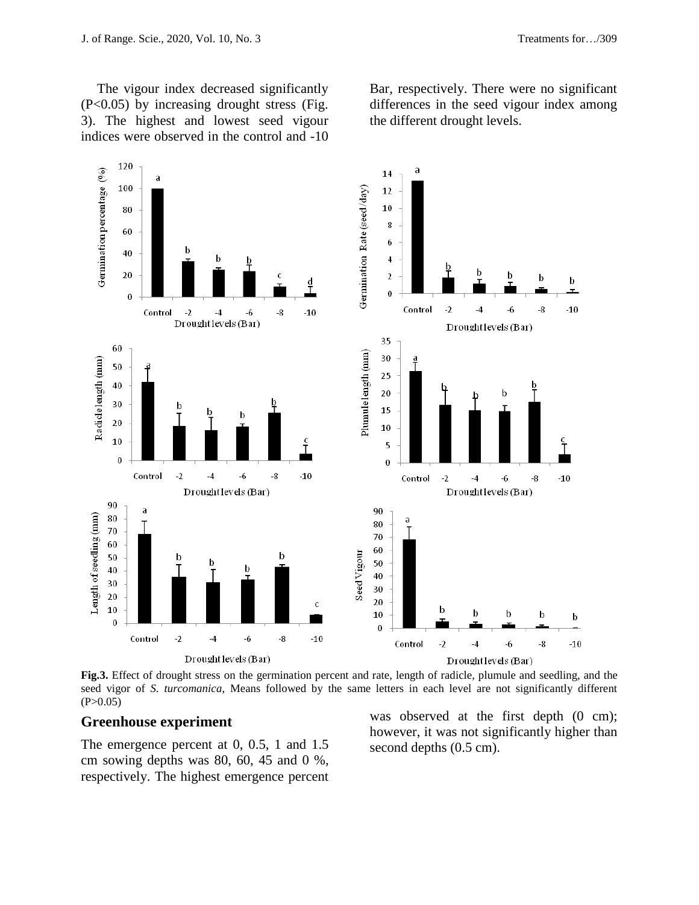The vigour index decreased significantly ($P<0.05$) by increasing drought stress (Fig. 3). The highest and lowest seed vigour indices were observed in the control and -10 Bar, respectively. There were no significant differences in the seed vigour index among the different drought levels.

**Fig.3.** Effect of drought stress on the germination percent and rate, length of radicle, plumule and seedling, and the seed vigor of *S. turcomanica*, Means followed by the same letters in each level are not significantly different ($P>0.05$)

## Greenhouse experiment

The emergence percent at 0, 0.5, 1 and 1.5 cm sowing depths was 80, 60, 45 and 0 %, respectively. The highest emergence percent was observed at the first depth (0 cm); however, it was not significantly higher than second depths (0.5 cm).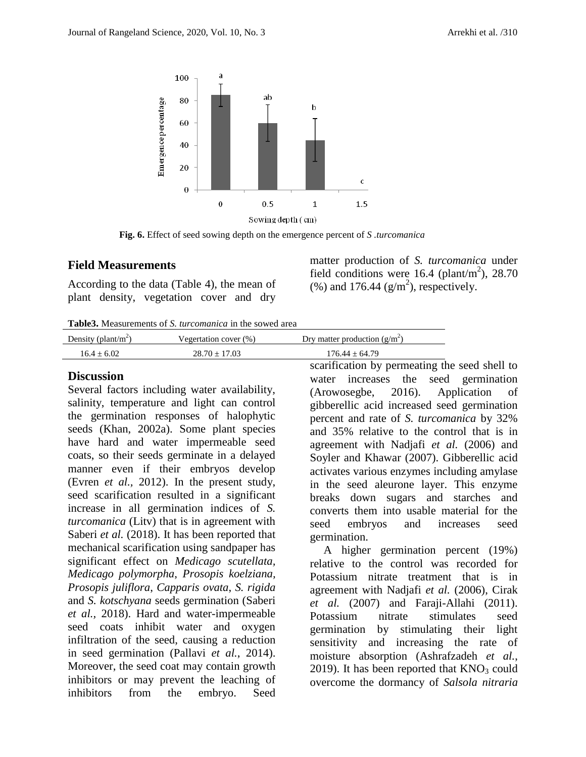**Fig. 6.** Effect of seed sowing depth on the emergence percent of *S .turcomanica*

## Field Measurements

According to the data (Table 4), the mean of plant density, vegetation cover and dry matter production of *S. turcomanica* under field conditions were 16.4 (plant/m$^2$), 28.70 (%) and 176.44 (g/m$^2$), respectively.

**Table3.** Measurements of *S. turcomanica* in the sowed area

| Density (plant/m$^2$) | Vegertation cover (%) | Dry matter production (g/m$^2$) |
|---|---|---|
| 16.4 ± 6.02 | 28.70 ± 17.03 | 176.44 ± 64.79 |

## Discussion

Several factors including water availability, salinity, temperature and light can control the germination responses of halophytic seeds (Khan, 2002a). Some plant species have hard and water impermeable seed coats, so their seeds germinate in a delayed manner even if their embryos develop (Evren *et al.*, 2012). In the present study, seed scarification resulted in a significant increase in all germination indices of *S. turcomanica* (Litv) that is in agreement with Saberi *et al.* (2018). It has been reported that mechanical scarification using sandpaper has significant effect on *Medicago scutellata*, *Medicago polymorpha*, *Prosopis koelziana*, *Prosopis juliflora*, *Capparis ovata*, *S. rigida* and *S. kotschyana* seeds germination (Saberi *et al.*, 2018). Hard and water-impermeable seed coats inhibit water and oxygen infiltration of the seed, causing a reduction in seed germination (Pallavi *et al.*, 2014). Moreover, the seed coat may contain growth inhibitors or may prevent the leaching of inhibitors from the embryo. Seed scarification by permeating the seed shell to water increases the seed germination (Arowosegbe, 2016). Application of gibberellic acid increased seed germination percent and rate of *S. turcomanica* by 32% and 35% relative to the control that is in agreement with Nadjafi *et al.* (2006) and Soyler and Khawar (2007). Gibberellic acid activates various enzymes including amylase in the seed aleurone layer. This enzyme breaks down sugars and starches and converts them into usable material for the seed embryos and increases seed germination.

A higher germination percent (19%) relative to the control was recorded for Potassium nitrate treatment that is in agreement with Nadjafi *et al.* (2006), Cirak *et al.* (2007) and Faraji-Allahi (2011). Potassium nitrate stimulates seed germination by stimulating their light sensitivity and increasing the rate of moisture absorption (Ashrafzadeh *et al.*, 2019). It has been reported that $KNO_3$ could overcome the dormancy of *Salsola nitraria*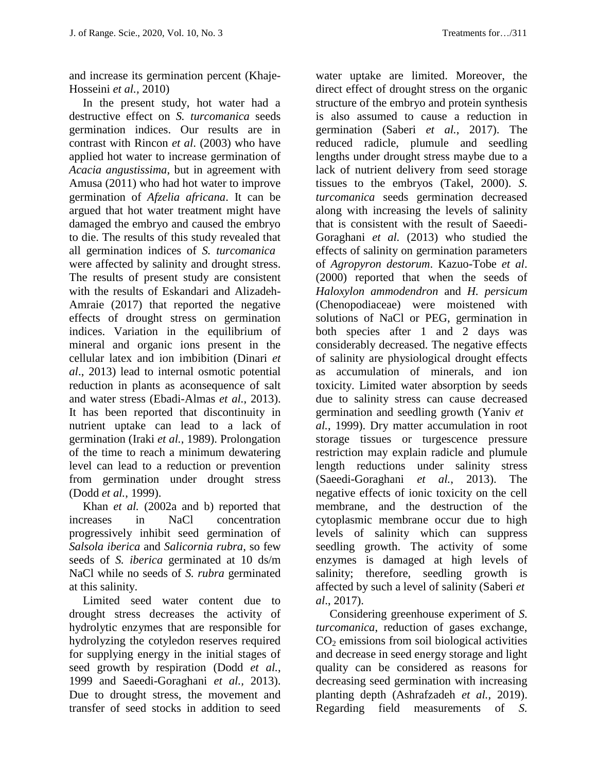and increase its germination percent (Khaje-Hosseini *et al.*, 2010)

In the present study, hot water had a destructive effect on *S. turcomanica* seeds germination indices. Our results are in contrast with Rincon *et al*. (2003) who have applied hot water to increase germination of *Acacia angustissima*, but in agreement with Amusa (2011) who had hot water to improve germination of *Afzelia africana*. It can be argued that hot water treatment might have damaged the embryo and caused the embryo to die. The results of this study revealed that all germination indices of *S. turcomanica* were affected by salinity and drought stress. The results of present study are consistent with the results of Eskandari and Alizadeh-Amraie (2017) that reported the negative effects of drought stress on germination indices. Variation in the equilibrium of mineral and organic ions present in the cellular latex and ion imbibition (Dinari *et al*., 2013) lead to internal osmotic potential reduction in plants as aconsequence of salt and water stress (Ebadi-Almas *et al*., 2013). It has been reported that discontinuity in nutrient uptake can lead to a lack of germination (Iraki *et al.*, 1989). Prolongation of the time to reach a minimum dewatering level can lead to a reduction or prevention from germination under drought stress (Dodd *et al.*, 1999).

Khan *et al.* (2002a and b) reported that increases in NaCl concentration progressively inhibit seed germination of *Salsola iberica* and *Salicornia rubra*, so few seeds of *S. iberica* germinated at 10 ds/m NaCl while no seeds of *S. rubra* germinated at this salinity.

Limited seed water content due to drought stress decreases the activity of hydrolytic enzymes that are responsible for hydrolyzing the cotyledon reserves required for supplying energy in the initial stages of seed growth by respiration (Dodd *et al.*, 1999 and Saeedi-Goraghani *et al.,* 2013). Due to drought stress, the movement and transfer of seed stocks in addition to seed water uptake are limited. Moreover, the direct effect of drought stress on the organic structure of the embryo and protein synthesis is also assumed to cause a reduction in germination (Saberi *et al.*, 2017). The reduced radicle, plumule and seedling lengths under drought stress maybe due to a lack of nutrient delivery from seed storage tissues to the embryos (Takel, 2000). *S. turcomanica* seeds germination decreased along with increasing the levels of salinity that is consistent with the result of Saeedi-Goraghani *et al.* (2013) who studied the effects of salinity on germination parameters of *Agropyron destorum*. Kazuo-Tobe *et al*. (2000) reported that when the seeds of *Haloxylon ammodendron* and *H. persicum* (Chenopodiaceae) were moistened with solutions of NaCl or PEG, germination in both species after 1 and 2 days was considerably decreased. The negative effects of salinity are physiological drought effects as accumulation of minerals, and ion toxicity. Limited water absorption by seeds due to salinity stress can cause decreased germination and seedling growth (Yaniv *et al.*, 1999). Dry matter accumulation in root storage tissues or turgescence pressure restriction may explain radicle and plumule length reductions under salinity stress (Saeedi-Goraghani *et al.*, 2013). The negative effects of ionic toxicity on the cell membrane, and the destruction of the cytoplasmic membrane occur due to high levels of salinity which can suppress seedling growth. The activity of some enzymes is damaged at high levels of salinity; therefore, seedling growth is affected by such a level of salinity (Saberi *et al*., 2017).

Considering greenhouse experiment of *S. turcomanica*, reduction of gases exchange, $CO_2$ emissions from soil biological activities and decrease in seed energy storage and light quality can be considered as reasons for decreasing seed germination with increasing planting depth (Ashrafzadeh *et al.,* 2019). Regarding field measurements of *S.*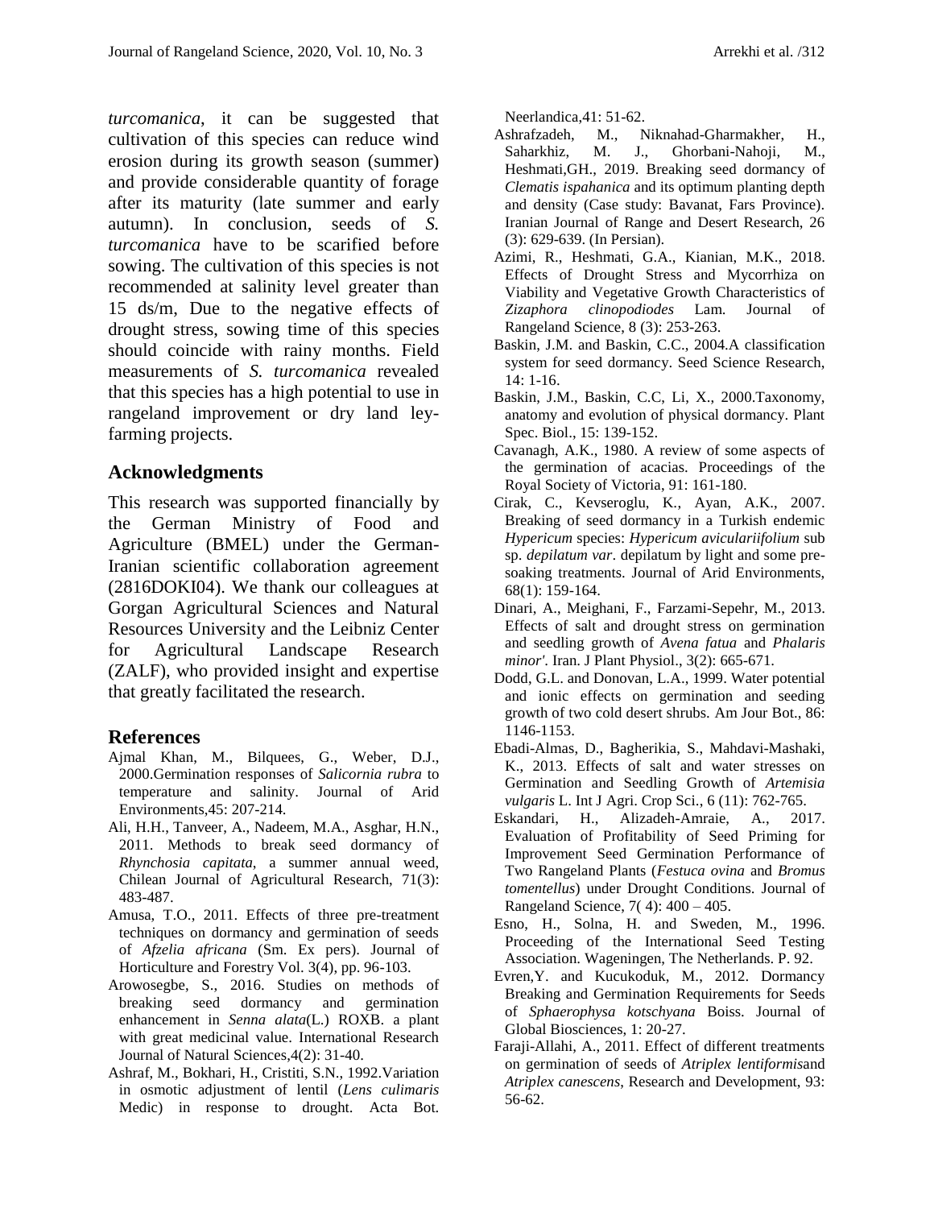*turcomanica*, it can be suggested that cultivation of this species can reduce wind erosion during its growth season (summer) and provide considerable quantity of forage after its maturity (late summer and early autumn). In conclusion, seeds of *S. turcomanica* have to be scarified before sowing. The cultivation of this species is not recommended at salinity level greater than 15 ds/m, Due to the negative effects of drought stress, sowing time of this species should coincide with rainy months. Field measurements of *S. turcomanica* revealed that this species has a high potential to use in rangeland improvement or dry land ley-farming projects.

## Acknowledgments

This research was supported financially by the German Ministry of Food and Agriculture (BMEL) under the German-Iranian scientific collaboration agreement (2816DOKI04). We thank our colleagues at Gorgan Agricultural Sciences and Natural Resources University and the Leibniz Center for Agricultural Landscape Research (ZALF), who provided insight and expertise that greatly facilitated the research.

## References

Ajmal Khan, M., Bilquees, G., Weber, D.J., 2000.Germination responses of *Salicornia rubra* to temperature and salinity. Journal of Arid Environments,45: 207-214.

Ali, H.H., Tanveer, A., Nadeem, M.A., Asghar, H.N., 2011. Methods to break seed dormancy of *Rhynchosia capitata*, a summer annual weed, Chilean Journal of Agricultural Research, 71(3): 483-487.

Amusa, T.O., 2011. Effects of three pre-treatment techniques on dormancy and germination of seeds of *Afzelia africana* (Sm. Ex pers). Journal of Horticulture and Forestry Vol. 3(4), pp. 96-103.

Arowosegbe, S., 2016. Studies on methods of breaking seed dormancy and germination enhancement in *Senna alata*(L.) ROXB. a plant with great medicinal value. International Research Journal of Natural Sciences,4(2): 31-40.

Ashraf, M., Bokhari, H., Cristiti, S.N., 1992.Variation in osmotic adjustment of lentil (*Lens culimaris* Medic) in response to drought. Acta Bot. Neerlandica,41: 51-62.

Ashrafzadeh, M., Niknahad-Gharmakher, H., Saharkhiz, M. J., Ghorbani-Nahoji, M., Heshmati,GH., 2019. Breaking seed dormancy of *Clematis ispahanica* and its optimum planting depth and density (Case study: Bavanat, Fars Province). Iranian Journal of Range and Desert Research, 26 (3): 629-639. (In Persian).

Azimi, R., Heshmati, G.A., Kianian, M.K., 2018. Effects of Drought Stress and Mycorrhiza on Viability and Vegetative Growth Characteristics of *Zizaphora clinopodiodes* Lam. Journal of Rangeland Science, 8 (3): 253-263.

Baskin, J.M. and Baskin, C.C., 2004.A classification system for seed dormancy. Seed Science Research, 14: 1-16.

Baskin, J.M., Baskin, C.C, Li, X., 2000.Taxonomy, anatomy and evolution of physical dormancy. Plant Spec. Biol., 15: 139-152.

Cavanagh, A.K., 1980. A review of some aspects of the germination of acacias. Proceedings of the Royal Society of Victoria, 91: 161-180.

Cirak, C., Kevseroglu, K., Ayan, A.K., 2007. Breaking of seed dormancy in a Turkish endemic *Hypericum* species: *Hypericum aviculariifolium* sub sp. *depilatum var*. depilatum by light and some pre-soaking treatments. Journal of Arid Environments, 68(1): 159-164.

Dinari, A., Meighani, F., Farzami-Sepehr, M., 2013. Effects of salt and drought stress on germination and seedling growth of *Avena fatua* and *Phalaris minor'*. Iran. J Plant Physiol., 3(2): 665-671.

Dodd, G.L. and Donovan, L.A., 1999. Water potential and ionic effects on germination and seeding growth of two cold desert shrubs. Am Jour Bot., 86: 1146-1153.

Ebadi-Almas, D., Bagherikia, S., Mahdavi-Mashaki, K., 2013. Effects of salt and water stresses on Germination and Seedling Growth of *Artemisia vulgaris* L. Int J Agri. Crop Sci., 6 (11): 762-765.

Eskandari, H., Alizadeh-Amraie, A., 2017. Evaluation of Profitability of Seed Priming for Improvement Seed Germination Performance of Two Rangeland Plants (*Festuca ovina* and *Bromus tomentellus*) under Drought Conditions. Journal of Rangeland Science, 7( 4): 400 – 405.

Esno, H., Solna, H. and Sweden, M., 1996. Proceeding of the International Seed Testing Association. Wageningen, The Netherlands. P. 92.

Evren,Y. and Kucukoduk, M., 2012. Dormancy Breaking and Germination Requirements for Seeds of *Sphaerophysa kotschyana* Boiss. Journal of Global Biosciences, 1: 20-27.

Faraji-Allahi, A., 2011. Effect of different treatments on germination of seeds of *Atriplex lentiformis*and *Atriplex canescens*, Research and Development, 93: 56-62.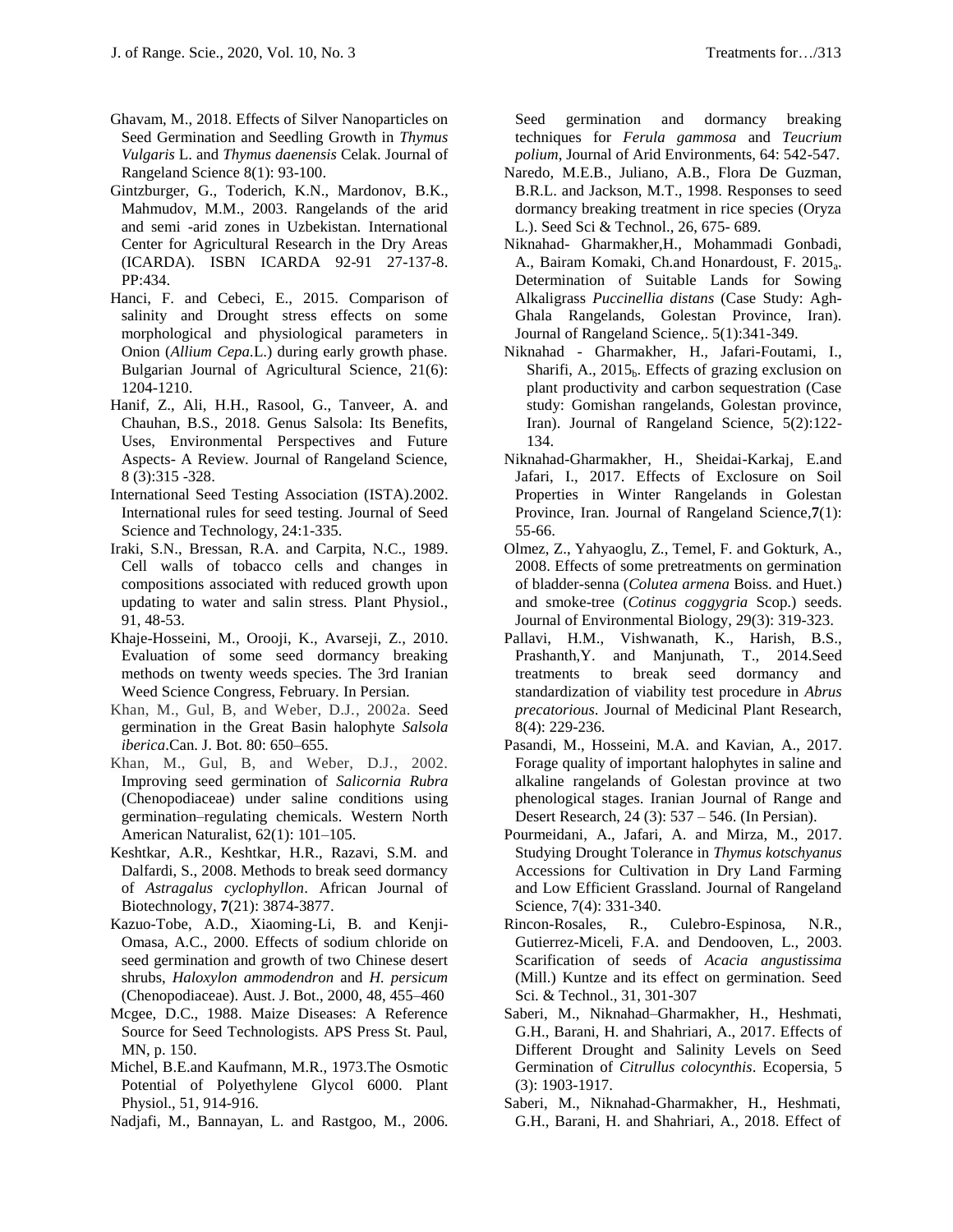Ghavam, M., 2018. Effects of Silver Nanoparticles on Seed Germination and Seedling Growth in *Thymus Vulgaris* L. and *Thymus daenensis* Celak. Journal of Rangeland Science 8(1): 93-100.

Gintzburger, G., Toderich, K.N., Mardonov, B.K., Mahmudov, M.M., 2003. Rangelands of the arid and semi -arid zones in Uzbekistan. International Center for Agricultural Research in the Dry Areas (ICARDA). ISBN ICARDA 92-91 27-137-8. PP:434.

Hanci, F. and Cebeci, E., 2015. Comparison of salinity and Drought stress effects on some morphological and physiological parameters in Onion (*Allium Cepa*.L.) during early growth phase. Bulgarian Journal of Agricultural Science, 21(6): 1204-1210.

Hanif, Z., Ali, H.H., Rasool, G., Tanveer, A. and Chauhan, B.S., 2018. Genus Salsola: Its Benefits, Uses, Environmental Perspectives and Future Aspects- A Review. Journal of Rangeland Science, 8 (3):315 -328.

International Seed Testing Association (ISTA).2002. International rules for seed testing. Journal of Seed Science and Technology, 24:1-335.

Iraki, S.N., Bressan, R.A. and Carpita, N.C., 1989. Cell walls of tobacco cells and changes in compositions associated with reduced growth upon updating to water and salin stress. Plant Physiol., 91, 48-53.

Khaje-Hosseini, M., Orooji, K., Avarseji, Z., 2010. Evaluation of some seed dormancy breaking methods on twenty weeds species. The 3rd Iranian Weed Science Congress, February. In Persian.

Khan, M., Gul, B, and Weber, D.J., 2002a. Seed germination in the Great Basin halophyte *Salsola iberica*.Can. J. Bot. 80: 650–655.

Khan, M., Gul, B, and Weber, D.J., 2002. Improving seed germination of *Salicornia Rubra* (Chenopodiaceae) under saline conditions using germination–regulating chemicals. Western North American Naturalist, 62(1): 101–105.

Keshtkar, A.R., Keshtkar, H.R., Razavi, S.M. and Dalfardi, S., 2008. Methods to break seed dormancy of *Astragalus cyclophyllon*. African Journal of Biotechnology, **7**(21): 3874-3877.

Kazuo-Tobe, A.D., Xiaoming-Li, B. and Kenji-Omasa, A.C., 2000. Effects of sodium chloride on seed germination and growth of two Chinese desert shrubs, *Haloxylon ammodendron* and *H. persicum* (Chenopodiaceae). Aust. J. Bot., 2000, 48, 455–460

Mcgee, D.C., 1988. Maize Diseases: A Reference Source for Seed Technologists. APS Press St. Paul, MN, p. 150.

Michel, B.E.and Kaufmann, M.R., 1973.The Osmotic Potential of Polyethylene Glycol 6000. Plant Physiol., 51, 914-916.

Nadjafi, M., Bannayan, L. and Rastgoo, M., 2006. Seed germination and dormancy breaking techniques for *Ferula gammosa* and *Teucrium polium*, Journal of Arid Environments, 64: 542-547.

Naredo, M.E.B., Juliano, A.B., Flora De Guzman, B.R.L. and Jackson, M.T., 1998. Responses to seed dormancy breaking treatment in rice species (Oryza L.). Seed Sci & Technol., 26, 675- 689.

Niknahad- Gharmakher,H., Mohammadi Gonbadi, A., Bairam Komaki, Ch.and Honardoust, F. $2015_a$. Determination of Suitable Lands for Sowing Alkaligrass *Puccinellia distans* (Case Study: Agh-Ghala Rangelands, Golestan Province, Iran). Journal of Rangeland Science,. 5(1):341-349.

Niknahad - Gharmakher, H., Jafari-Foutami, I., Sharifi, A., $2015_b$. Effects of grazing exclusion on plant productivity and carbon sequestration (Case study: Gomishan rangelands, Golestan province, Iran). Journal of Rangeland Science, 5(2):122-134.

Niknahad-Gharmakher, H., Sheidai-Karkaj, E.and Jafari, I., 2017. Effects of Exclosure on Soil Properties in Winter Rangelands in Golestan Province, Iran. Journal of Rangeland Science,**7**(1): 55-66.

Olmez, Z., Yahyaoglu, Z., Temel, F. and Gokturk, A., 2008. Effects of some pretreatments on germination of bladder-senna (*Colutea armena* Boiss. and Huet.) and smoke-tree (*Cotinus coggygria* Scop.) seeds. Journal of Environmental Biology, 29(3): 319-323.

Pallavi, H.M., Vishwanath, K., Harish, B.S., Prashanth,Y. and Manjunath, T., 2014.Seed treatments to break seed dormancy and standardization of viability test procedure in *Abrus precatorious*. Journal of Medicinal Plant Research, 8(4): 229-236.

Pasandi, M., Hosseini, M.A. and Kavian, A., 2017. Forage quality of important halophytes in saline and alkaline rangelands of Golestan province at two phenological stages. Iranian Journal of Range and Desert Research, 24 (3): 537 – 546. (In Persian).

Pourmeidani, A., Jafari, A. and Mirza, M., 2017. Studying Drought Tolerance in *Thymus kotschyanus* Accessions for Cultivation in Dry Land Farming and Low Efficient Grassland. Journal of Rangeland Science, 7(4): 331-340.

Rincon-Rosales, R., Culebro-Espinosa, N.R., Gutierrez-Miceli, F.A. and Dendooven, L., 2003. Scarification of seeds of *Acacia angustissima* (Mill.) Kuntze and its effect on germination. Seed Sci. & Technol., 31, 301-307

Saberi, M., Niknahad–Gharmakher, H., Heshmati, G.H., Barani, H. and Shahriari, A., 2017. Effects of Different Drought and Salinity Levels on Seed Germination of *Citrullus colocynthis*. Ecopersia, 5 (3): 1903-1917.

Saberi, M., Niknahad-Gharmakher, H., Heshmati, G.H., Barani, H. and Shahriari, A., 2018. Effect of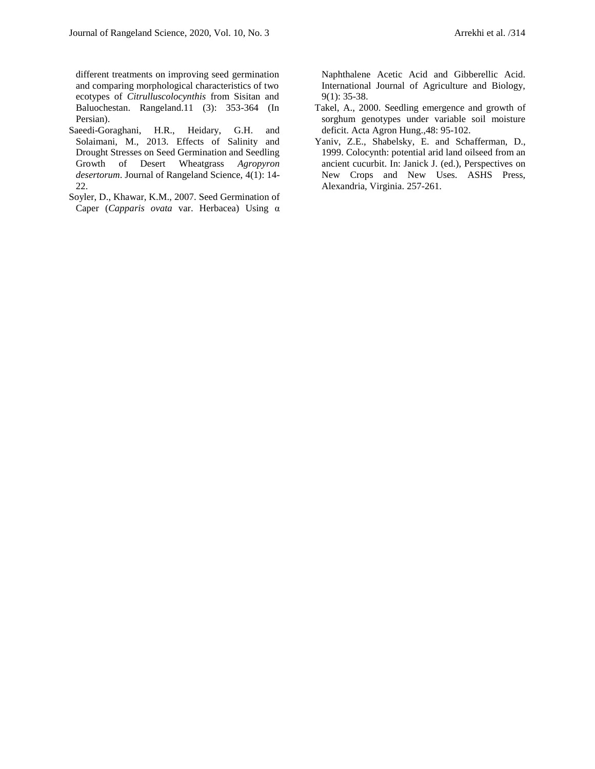different treatments on improving seed germination and comparing morphological characteristics of two ecotypes of *Citrulluscolocynthis* from Sisitan and Baluochestan. Rangeland.11 (3): 353-364 (In Persian).

Saeedi-Goraghani, H.R., Heidary, G.H. and Solaimani, M., 2013. Effects of Salinity and Drought Stresses on Seed Germination and Seedling Growth of Desert Wheatgrass *Agropyron desertorum*. Journal of Rangeland Science, 4(1): 14-22.

Soyler, D., Khawar, K.M., 2007. Seed Germination of Caper (*Capparis ovata* var. Herbacea) Using α Naphthalene Acetic Acid and Gibberellic Acid. International Journal of Agriculture and Biology, 9(1): 35-38.

Takel, A., 2000. Seedling emergence and growth of sorghum genotypes under variable soil moisture deficit. Acta Agron Hung.,48: 95-102.

Yaniv, Z.E., Shabelsky, E. and Schafferman, D., 1999. Colocynth: potential arid land oilseed from an ancient cucurbit. In: Janick J. (ed.), Perspectives on New Crops and New Uses. ASHS Press, Alexandria, Virginia. 257-261.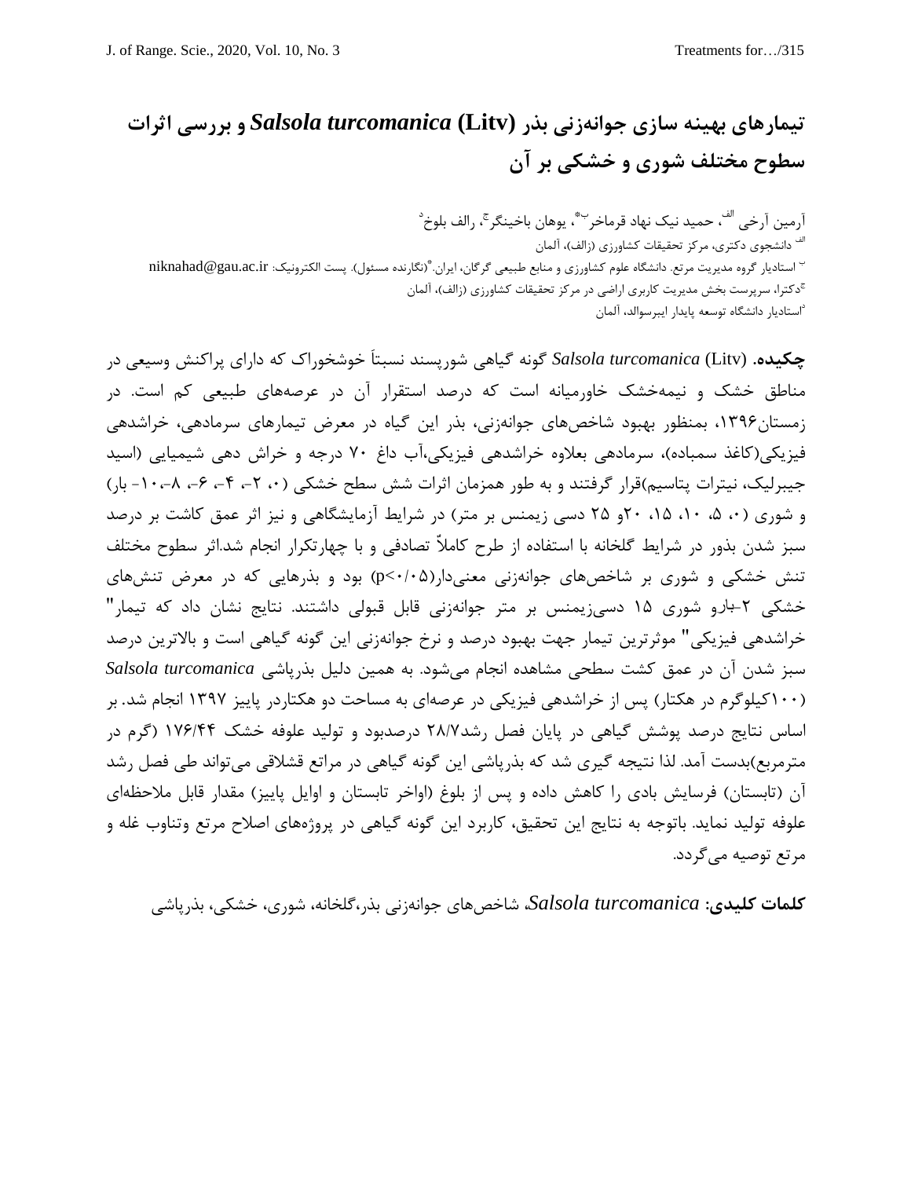# تیمارهای بهینه سازی جوانه‌زنی بذر *Salsola turcomanica* (Litv) و بررسی اثرات سطوح مختلف شوری و خشکی بر آن

آرمین آرخی [الف]، حمید نیک نهاد قرماخر[ب*]، یوهان باخینگر[ج]، رالف بلوخ[د]

[الف] دانشجوی دکتری، مرکز تحقیقات کشاورزی (زالف)، آلمان

[ب] استادیار گروه مدیریت مرتع. دانشگاه علوم کشاورزی و منابع طبیعی گرگان، ایران.[*](نگارنده مسئول). پست الکترونیک: niknahad@gau.ac.ir

[ج]دکترا، سرپرست بخش مدیریت کاربری اراضی در مرکز تحقیقات کشاورزی (زالف)، آلمان

[د]استادیار دانشگاه توسعه پایدار ابیرسوالد، آلمان

**چکیده.** *Salsola turcomanica* (Litv) گونه گیاهی شورپسند نسبتاً خوشخوراک که دارای پراکنش وسیعی در مناطق خشک و نیمه‌خشک خاورمیانه است که درصد استقرار آن در عرصه‌های طبیعی کم است. در زمستان۱۳۹۶، بمنظور بهبود شاخص‌های جوانه‌زنی، بذر این گیاه در معرض تیمارهای سرمادهی، خراشدهی فیزیکی(کاغذ سمباده)، سرمادهی بعلاوه خراشدهی فیزیکی،آب داغ ۷۰ درجه و خراش دهی شیمیایی (اسید جیبرلیک، نیترات پتاسیم)قرار گرفتند و به طور همزمان اثرات شش سطح خشکی (۰، ۲-، ۴-، ۶-، ۸-،۱۰- بار) و شوری (۰، ۵، ۱۰، ۱۵، ۲۰و ۲۵ دسی زیمنس بر متر) در شرایط آزمایشگاهی و نیز اثر عمق کاشت بر درصد سبز شدن بذور در شرایط گلخانه با استفاده از طرح کاملاً تصادفی و با چهارتکرار انجام شد.اثر سطوح مختلف تنش خشکی و شوری بر شاخص‌های جوانه‌زنی معنی‌دار(p<۰/۰۵) بود و بذرهایی که در معرض تنش‌های خشکی ۲-بارو شوری ۱۵ دسی‌زیمنس بر متر جوانه‌زنی قابل قبولی داشتند. نتایج نشان داد که تیمار" خراشدهی فیزیکی" موثرترین تیمار جهت بهبود درصد و نرخ جوانه‌زنی این گونه گیاهی است و بالاترین درصد سبز شدن آن در عمق کشت سطحی مشاهده انجام می‌شود. به همین دلیل بذرپاشی *Salsola turcomanica* (۱۰۰کیلوگرم در هکتار) پس از خراشدهی فیزیکی در عرصه‌ای به مساحت دو هکتاردر پاییز ۱۳۹۷ انجام شد. بر اساس نتایج درصد پوشش گیاهی در پایان فصل رشد۲۸/۷ درصدبود و تولید علوفه خشک ۱۷۶/۴۴ (گرم در مترمربع)بدست آمد. لذا نتیجه گیری شد که بذرپاشی این گونه گیاهی در مراتع قشلاقی می‌تواند طی فصل رشد آن (تابستان) فرسایش بادی را کاهش داده و پس از بلوغ (اواخر تابستان و اوایل پاییز) مقدار قابل ملاحظه‌ای علوفه تولید نماید. باتوجه به نتایج این تحقیق، کاربرد این گونه گیاهی در پروژه‌های اصلاح مرتع وتناوب غله و مرتع توصیه می‌گردد.

**کلمات کلیدی**: *Salsola turcomanica*، شاخص‌های جوانه‌زنی بذر،گلخانه، شوری، خشکی، بذرپاشی